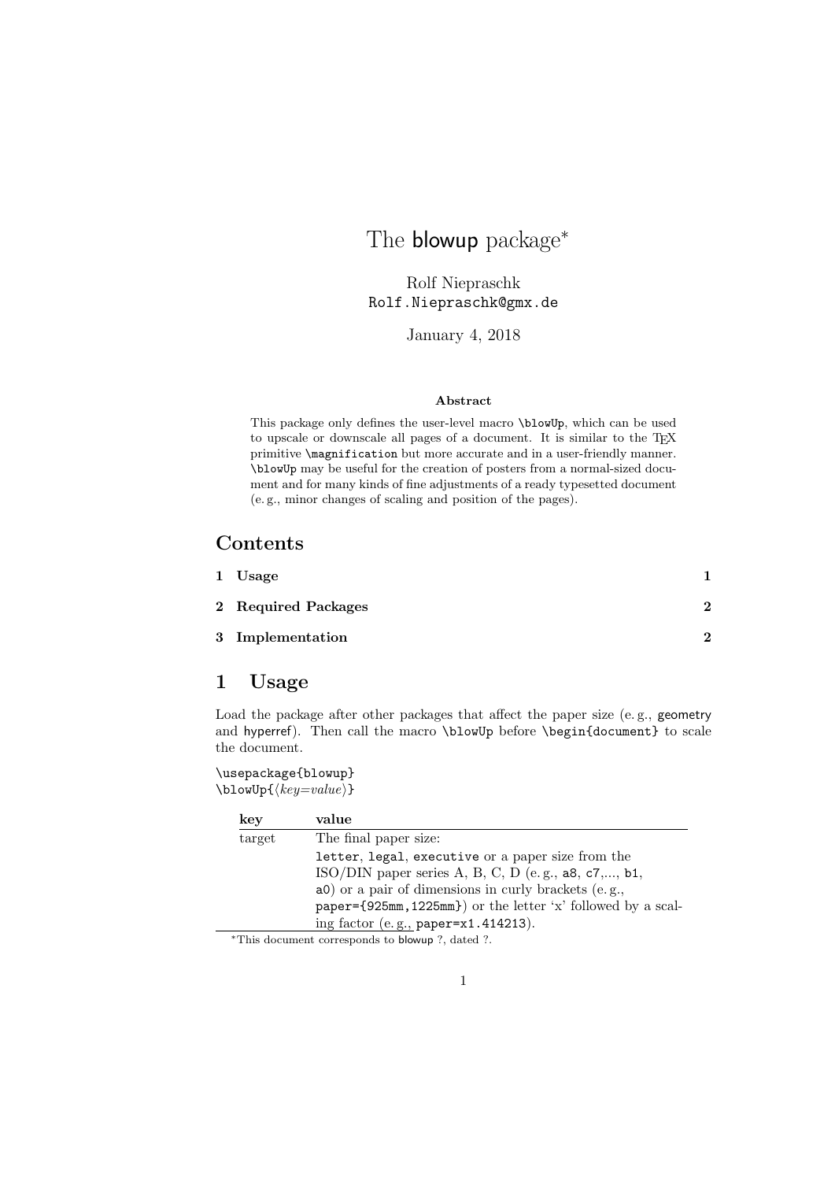# The blowup package[*]

Rolf Niepraschk
Rolf.Niepraschk@gmx.de

January 4, 2018

**Abstract**

This package only defines the user-level macro `\blowUp`, which can be used to upscale or downscale all pages of a document. It is similar to the TeX primitive `\magnification` but more accurate and in a user-friendly manner. `\blowUp` may be useful for the creation of posters from a normal-sized document and for many kinds of fine adjustments of a ready typesetted document (e. g., minor changes of scaling and position of the pages).

## Contents

| | |
|---|---|
| **1 Usage** | **1** |
| **2 Required Packages** | **2** |
| **3 Implementation** | **2** |

## 1 Usage

Load the package after other packages that affect the paper size (e. g., geometry and hyperref). Then call the macro `\blowUp` before `\begin{document}` to scale the document.

```
\usepackage{blowup}
\blowUp{⟨key=value⟩}
```

| key | value |
|---|---|
| target | The final paper size: `letter`, `legal`, `executive` or a paper size from the ISO/DIN paper series A, B, C, D (e. g., `a8`, `c7`,..., `b1`, `a0`) or a pair of dimensions in curly brackets (e. g., `paper={925mm,1225mm}`) or the letter 'x' followed by a scaling factor (e. g., `paper=x1.414213`). |

[*] This document corresponds to blowup ?, dated ?.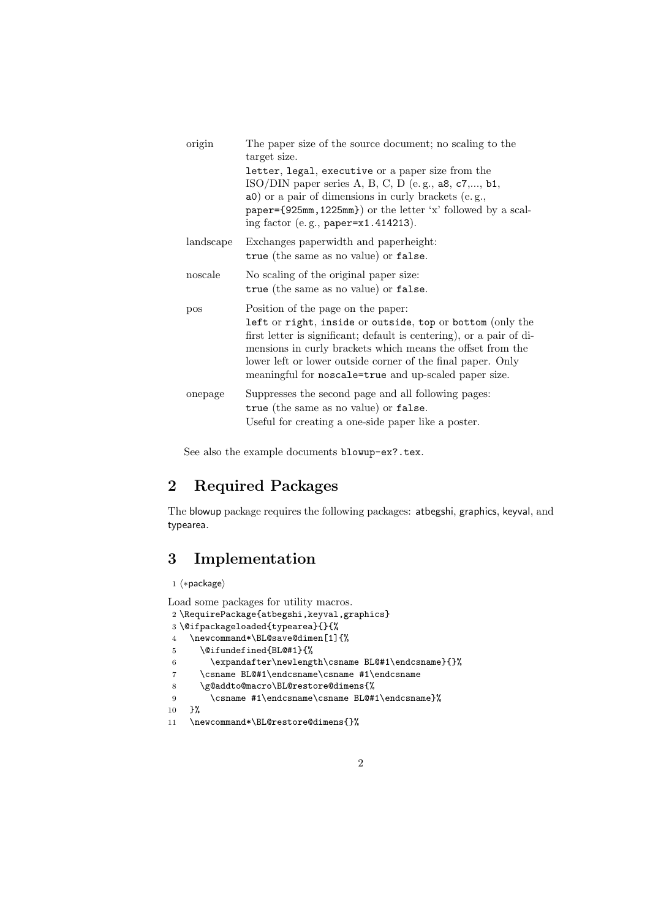| | |
|---|---|
| origin | The paper size of the source document; no scaling to the target size. `letter`, `legal`, `executive` or a paper size from the ISO/DIN paper series A, B, C, D (e. g., `a8`, `c7`,..., `b1`, `a0`) or a pair of dimensions in curly brackets (e. g., `paper={925mm,1225mm}`) or the letter 'x' followed by a scaling factor (e. g., `paper=x1.414213`). |
| landscape | Exchanges paperwidth and paperheight: `true` (the same as no value) or `false`. |
| noscale | No scaling of the original paper size: `true` (the same as no value) or `false`. |
| pos | Position of the page on the paper: `left` or `right`, `inside` or `outside`, `top` or `bottom` (only the first letter is significant; default is centering), or a pair of dimensions in curly brackets which means the offset from the lower left or lower outside corner of the final paper. Only meaningful for `noscale=true` and up-scaled paper size. |
| onepage | Suppresses the second page and all following pages: `true` (the same as no value) or `false`. Useful for creating a one-side paper like a poster. |

See also the example documents `blowup-ex?.tex`.

## 2 Required Packages

The blowup package requires the following packages: atbegshi, graphics, keyval, and typearea.

## 3 Implementation

```
1 ⟨*package⟩
```

Load some packages for utility macros.

```
2 \RequirePackage{atbegshi,keyval,graphics}
3 \@ifpackageloaded{typearea}{}{%
4   \newcommand*\BL@save@dimen[1]{%
5     \@ifundefined{BL@#1}{%
6       \expandafter\newlength\csname BL@#1\endcsname}{}%
7     \csname BL@#1\endcsname\csname #1\endcsname
8     \g@addto@macro\BL@restore@dimens{%
9       \csname #1\endcsname\csname BL@#1\endcsname}%
10  }%
11  \newcommand*\BL@restore@dimens{}%
```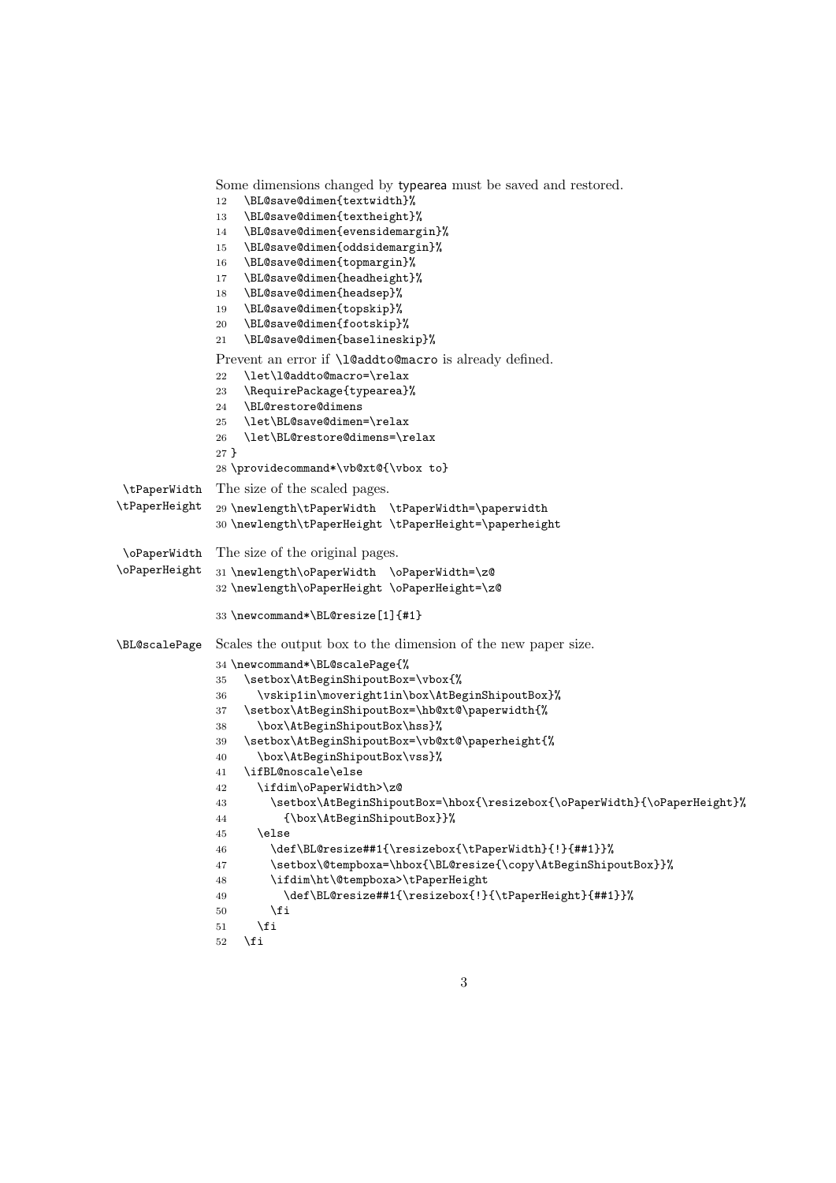Some dimensions changed by typearea must be saved and restored.

```
12   \BL@save@dimen{textwidth}%
13   \BL@save@dimen{textheight}%
14   \BL@save@dimen{evensidemargin}%
15   \BL@save@dimen{oddsidemargin}%
16   \BL@save@dimen{topmargin}%
17   \BL@save@dimen{headheight}%
18   \BL@save@dimen{headsep}%
19   \BL@save@dimen{topskip}%
20   \BL@save@dimen{footskip}%
21   \BL@save@dimen{baselineskip}%
```

Prevent an error if `\l@addto@macro` is already defined.

```
22   \let\l@addto@macro=\relax
23   \RequirePackage{typearea}%
24   \BL@restore@dimens
25   \let\BL@save@dimen=\relax
26   \let\BL@restore@dimens=\relax
27 }
28 \providecommand*\vb@xt@{\vbox to}
```

`\tPaperWidth` `\tPaperHeight` The size of the scaled pages.

```
29 \newlength\tPaperWidth  \tPaperWidth=\paperwidth
30 \newlength\tPaperHeight \tPaperHeight=\paperheight
```

`\oPaperWidth` `\oPaperHeight` The size of the original pages.

```
31 \newlength\oPaperWidth  \oPaperWidth=\z@
32 \newlength\oPaperHeight \oPaperHeight=\z@
```

```
33 \newcommand*\BL@resize[1]{#1}
```

`\BL@scalePage` Scales the output box to the dimension of the new paper size.

```
34 \newcommand*\BL@scalePage{%
35   \setbox\AtBeginShipoutBox=\vbox{%
36     \vskip1in\moveright1in\box\AtBeginShipoutBox}%
37   \setbox\AtBeginShipoutBox=\hb@xt@\paperwidth{%
38     \box\AtBeginShipoutBox\hss}%
39   \setbox\AtBeginShipoutBox=\vb@xt@\paperheight{%
40     \box\AtBeginShipoutBox\vss}%
41   \ifBL@noscale\else
42     \ifdim\oPaperWidth>\z@
43       \setbox\AtBeginShipoutBox=\hbox{\resizebox{\oPaperWidth}{\oPaperHeight}%
44         {\box\AtBeginShipoutBox}}%
45     \else
46       \def\BL@resize##1{\resizebox{\tPaperWidth}{!}{##1}}%
47       \setbox\@tempboxa=\hbox{\BL@resize{\copy\AtBeginShipoutBox}}%
48       \ifdim\ht\@tempboxa>\tPaperHeight
49         \def\BL@resize##1{\resizebox{!}{\tPaperHeight}{##1}}%
50       \fi
51     \fi
52   \fi
```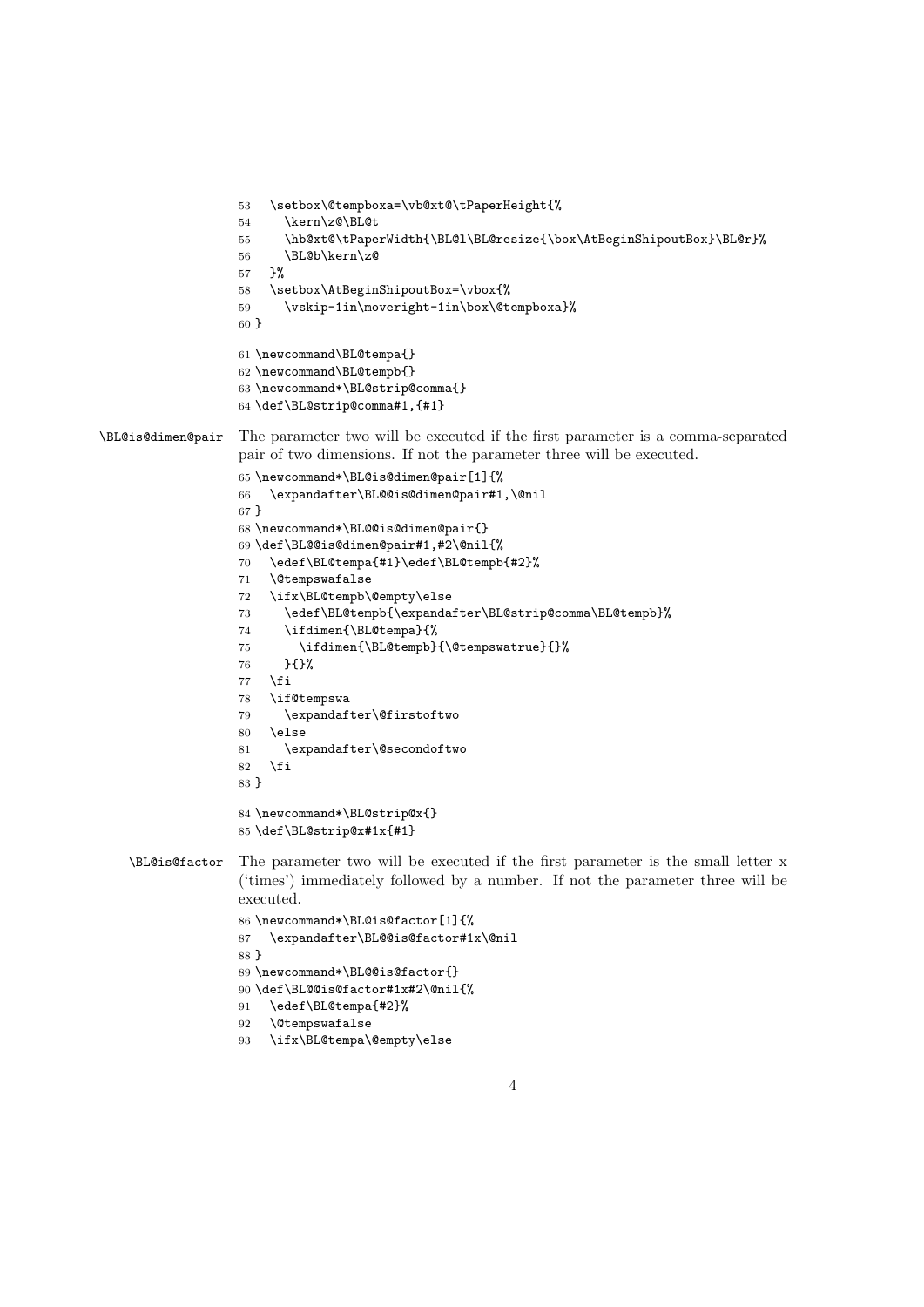```
53   \setbox\@tempboxa=\vb@xt@\tPaperHeight{%
54     \kern\z@\BL@t
55     \hb@xt@\tPaperWidth{\BL@l\BL@resize{\box\AtBeginShipoutBox}\BL@r}%
56     \BL@b\kern\z@
57   }%
58   \setbox\AtBeginShipoutBox=\vbox{%
59     \vskip-1in\moveright-1in\box\@tempboxa}%
60 }
61 \newcommand\BL@tempa{}
62 \newcommand\BL@tempb{}
63 \newcommand*\BL@strip@comma{}
64 \def\BL@strip@comma#1,{#1}
```

`\BL@is@dimen@pair` The parameter two will be executed if the first parameter is a comma-separated pair of two dimensions. If not the parameter three will be executed.

```
65 \newcommand*\BL@is@dimen@pair[1]{%
66   \expandafter\BL@@is@dimen@pair#1,\@nil
67 }
68 \newcommand*\BL@@is@dimen@pair{}
69 \def\BL@@is@dimen@pair#1,#2\@nil{%
70   \edef\BL@tempa{#1}\edef\BL@tempb{#2}%
71   \@tempswafalse
72   \ifx\BL@tempb\@empty\else
73     \edef\BL@tempb{\expandafter\BL@strip@comma\BL@tempb}%
74     \ifdimen{\BL@tempa}{%
75       \ifdimen{\BL@tempb}{\@tempswatrue}{}%
76     }{}%
77   \fi
78   \if@tempswa
79     \expandafter\@firstoftwo
80   \else
81     \expandafter\@secondoftwo
82   \fi
83 }
84 \newcommand*\BL@strip@x{}
85 \def\BL@strip@x#1x{#1}
```

`\BL@is@factor` The parameter two will be executed if the first parameter is the small letter x ('times') immediately followed by a number. If not the parameter three will be executed.

```
86 \newcommand*\BL@is@factor[1]{%
87   \expandafter\BL@@is@factor#1x\@nil
88 }
89 \newcommand*\BL@@is@factor{}
90 \def\BL@@is@factor#1x#2\@nil{%
91   \edef\BL@tempa{#2}%
92   \@tempswafalse
93   \ifx\BL@tempa\@empty\else
```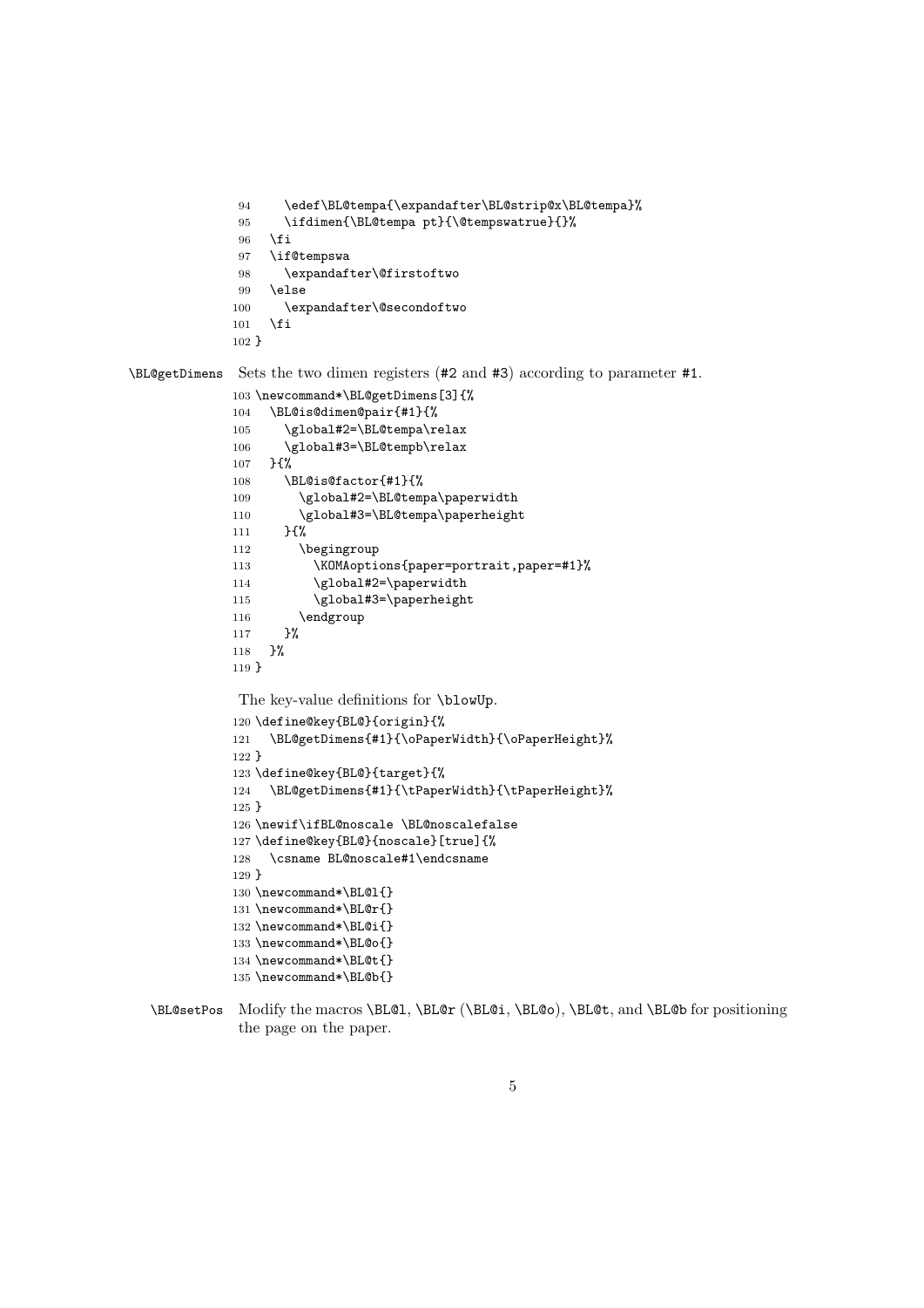```
94     \edef\BL@tempa{\expandafter\BL@strip@x\BL@tempa}%
95     \ifdimen{\BL@tempa pt}{\@tempswatrue}{}%
96   \fi
97   \if@tempswa
98     \expandafter\@firstoftwo
99   \else
100    \expandafter\@secondoftwo
101  \fi
102 }
```

`\BL@getDimens` Sets the two dimen registers (#2 and #3) according to parameter #1.

```
103 \newcommand*\BL@getDimens[3]{%
104   \BL@is@dimen@pair{#1}{%
105     \global#2=\BL@tempa\relax
106     \global#3=\BL@tempb\relax
107   }{%
108     \BL@is@factor{#1}{%
109       \global#2=\BL@tempa\paperwidth
110       \global#3=\BL@tempa\paperheight
111     }{%
112       \begingroup
113         \KOMAoptions{paper=portrait,paper=#1}%
114         \global#2=\paperwidth
115         \global#3=\paperheight
116       \endgroup
117     }%
118   }%
119 }
```

The key-value definitions for `\blowUp`.

```
120 \define@key{BL@}{origin}{%
121   \BL@getDimens{#1}{\oPaperWidth}{\oPaperHeight}%
122 }
123 \define@key{BL@}{target}{%
124   \BL@getDimens{#1}{\tPaperWidth}{\tPaperHeight}%
125 }
126 \newif\ifBL@noscale \BL@noscalefalse
127 \define@key{BL@}{noscale}[true]{%
128   \csname BL@noscale#1\endcsname
129 }
130 \newcommand*\BL@l{}
131 \newcommand*\BL@r{}
132 \newcommand*\BL@i{}
133 \newcommand*\BL@o{}
134 \newcommand*\BL@t{}
135 \newcommand*\BL@b{}
```

`\BL@setPos` Modify the macros `\BL@l`, `\BL@r` (`\BL@i`, `\BL@o`), `\BL@t`, and `\BL@b` for positioning the page on the paper.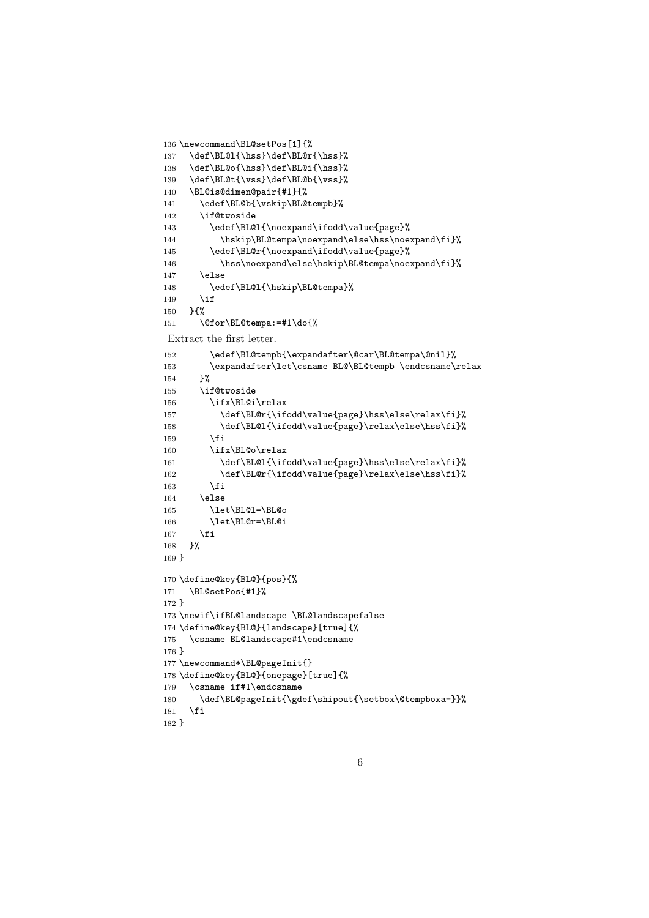```
136 \newcommand\BL@setPos[1]{%
137   \def\BL@l{\hss}\def\BL@r{\hss}%
138   \def\BL@o{\hss}\def\BL@i{\hss}%
139   \def\BL@t{\vss}\def\BL@b{\vss}%
140   \BL@is@dimen@pair{#1}{%
141     \edef\BL@b{\vskip\BL@tempb}%
142     \if@twoside
143       \edef\BL@l{\noexpand\ifodd\value{page}%
144         \hskip\BL@tempa\noexpand\else\hss\noexpand\fi}%
145       \edef\BL@r{\noexpand\ifodd\value{page}%
146         \hss\noexpand\else\hskip\BL@tempa\noexpand\fi}%
147     \else
148       \edef\BL@l{\hskip\BL@tempa}%
149     \if
150   }{%
151     \@for\BL@tempa:=#1\do{%
```

Extract the first letter.

```
152       \edef\BL@tempb{\expandafter\@car\BL@tempa\@nil}%
153       \expandafter\let\csname BL@\BL@tempb \endcsname\relax
154     }%
155     \if@twoside
156       \ifx\BL@i\relax
157         \def\BL@r{\ifodd\value{page}\hss\else\relax\fi}%
158         \def\BL@l{\ifodd\value{page}\relax\else\hss\fi}%
159       \fi
160       \ifx\BL@o\relax
161         \def\BL@l{\ifodd\value{page}\hss\else\relax\fi}%
162         \def\BL@r{\ifodd\value{page}\relax\else\hss\fi}%
163       \fi
164     \else
165       \let\BL@l=\BL@o
166       \let\BL@r=\BL@i
167     \fi
168   }%
169 }
170 \define@key{BL@}{pos}{%
171   \BL@setPos{#1}%
172 }
173 \newif\ifBL@landscape \BL@landscapefalse
174 \define@key{BL@}{landscape}[true]{%
175   \csname BL@landscape#1\endcsname
176 }
177 \newcommand*\BL@pageInit{}
178 \define@key{BL@}{onepage}[true]{%
179   \csname if#1\endcsname
180     \def\BL@pageInit{\gdef\shipout{\setbox\@tempboxa=}}%
181   \fi
182 }
```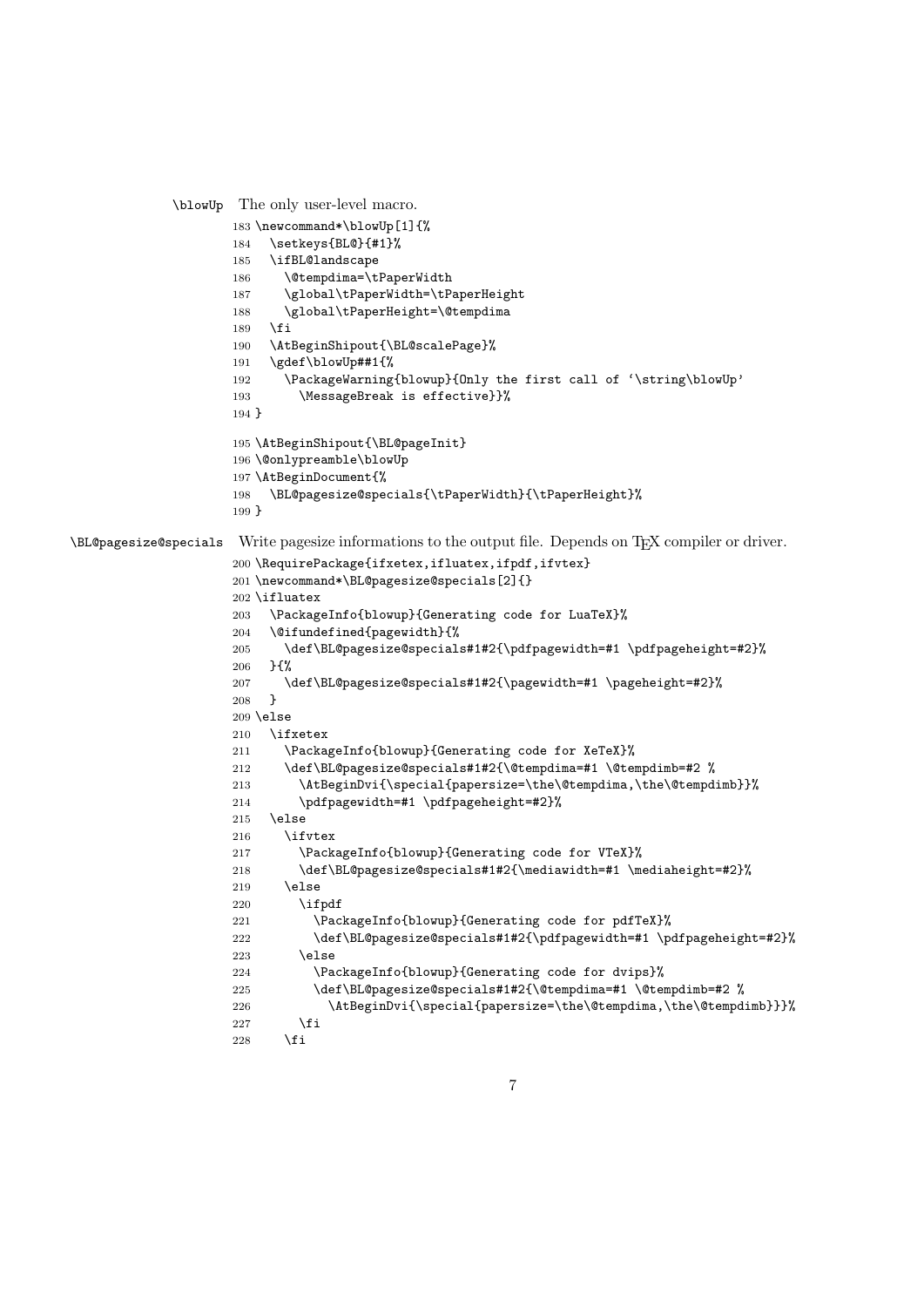`\blowUp` The only user-level macro.

```
183 \newcommand*\blowUp[1]{%
184   \setkeys{BL@}{#1}%
185   \ifBL@landscape
186     \@tempdima=\tPaperWidth
187     \global\tPaperWidth=\tPaperHeight
188     \global\tPaperHeight=\@tempdima
189   \fi
190   \AtBeginShipout{\BL@scalePage}%
191   \gdef\blowUp##1{%
192     \PackageWarning{blowup}{Only the first call of `\string\blowUp'
193       \MessageBreak is effective}}%
194 }
195 \AtBeginShipout{\BL@pageInit}
196 \@onlypreamble\blowUp
197 \AtBeginDocument{%
198   \BL@pagesize@specials{\tPaperWidth}{\tPaperHeight}%
199 }
```

`\BL@pagesize@specials` Write pagesize informations to the output file. Depends on TEX compiler or driver.

```
200 \RequirePackage{ifxetex,ifluatex,ifpdf,ifvtex}
201 \newcommand*\BL@pagesize@specials[2]{}
202 \ifluatex
203   \PackageInfo{blowup}{Generating code for LuaTeX}%
204   \@ifundefined{pagewidth}{%
205     \def\BL@pagesize@specials#1#2{\pdfpagewidth=#1 \pdfpageheight=#2}%
206   }{%
207     \def\BL@pagesize@specials#1#2{\pagewidth=#1 \pageheight=#2}%
208   }
209 \else
210   \ifxetex
211     \PackageInfo{blowup}{Generating code for XeTeX}%
212     \def\BL@pagesize@specials#1#2{\@tempdima=#1 \@tempdimb=#2 %
213       \AtBeginDvi{\special{papersize=\the\@tempdima,\the\@tempdimb}}%
214       \pdfpagewidth=#1 \pdfpageheight=#2}%
215   \else
216     \ifvtex
217       \PackageInfo{blowup}{Generating code for VTeX}%
218       \def\BL@pagesize@specials#1#2{\mediawidth=#1 \mediaheight=#2}%
219     \else
220       \ifpdf
221         \PackageInfo{blowup}{Generating code for pdfTeX}%
222         \def\BL@pagesize@specials#1#2{\pdfpagewidth=#1 \pdfpageheight=#2}%
223       \else
224         \PackageInfo{blowup}{Generating code for dvips}%
225         \def\BL@pagesize@specials#1#2{\@tempdima=#1 \@tempdimb=#2 %
226           \AtBeginDvi{\special{papersize=\the\@tempdima,\the\@tempdimb}}}%
227       \fi
228     \fi
```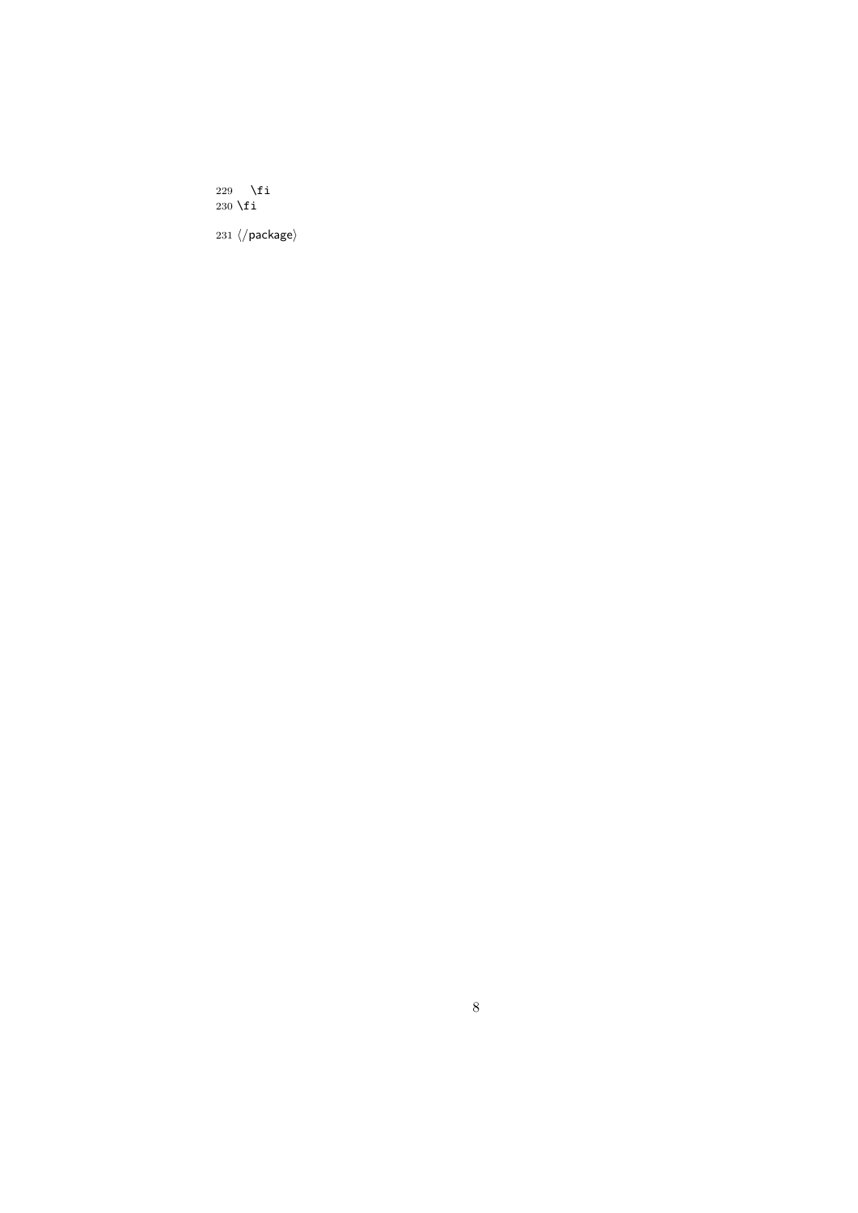```
229   \fi
230 \fi
231 ⟨/package⟩
```